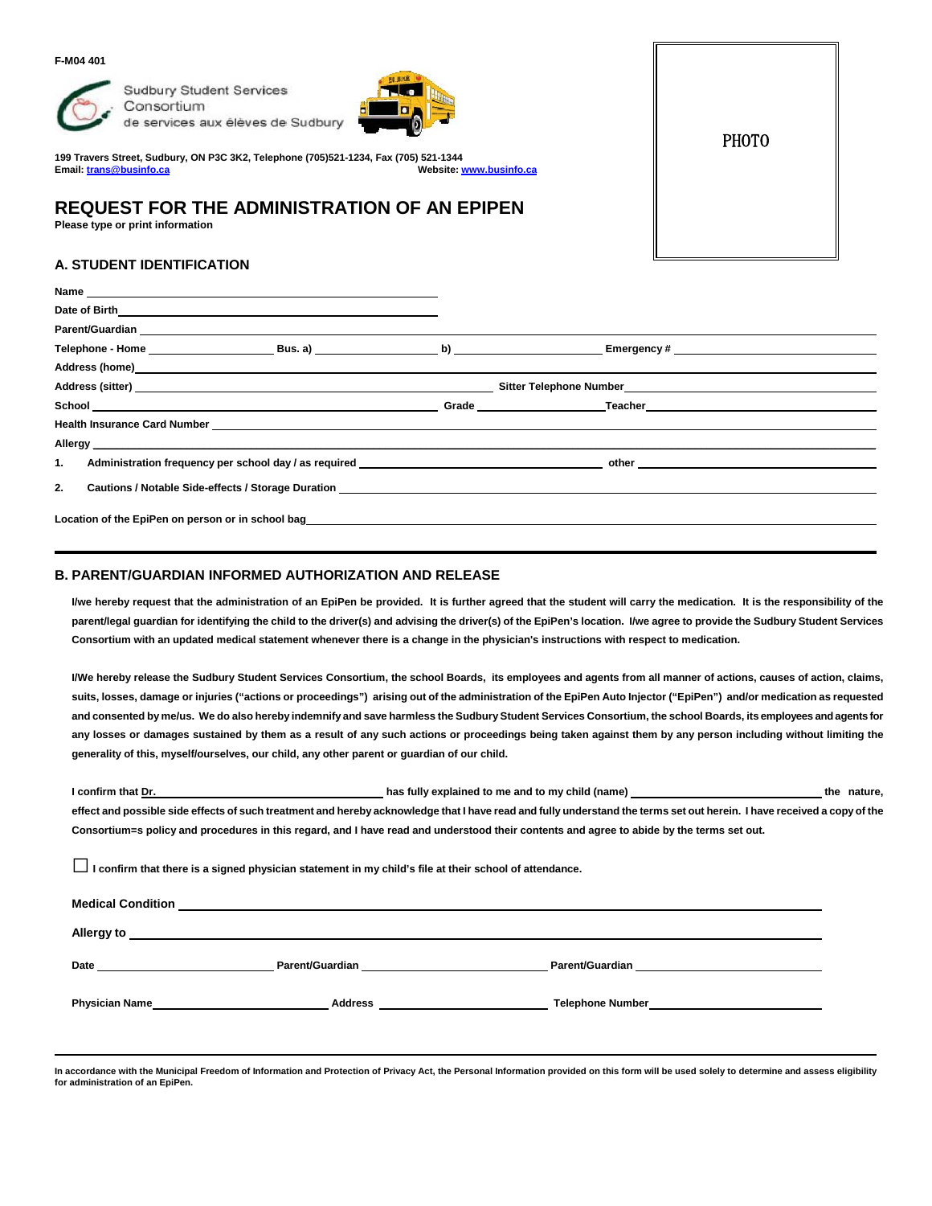F-M04 401

Sudbury Student Services Consortium
de services aux élèves de Sudbury

199 Travers Street, Sudbury, ON P3C 3K2, Telephone (705)521-1234, Fax (705) 521-1344
Email: trans@businfo.ca Website: www.businfo.ca

PHOTO

# REQUEST FOR THE ADMINISTRATION OF AN EPIPEN

**Please type or print information**

## A. STUDENT IDENTIFICATION

**Name** ______________________________

**Date of Birth** ______________________________

**Parent/Guardian** ______________________________

**Telephone - Home** ____________ **Bus. a)** ____________ **b)** ____________ **Emergency #** ____________

**Address (home)** ______________________________

**Address (sitter)** ______________________________ **Sitter Telephone Number** ____________

**School** ______________________________ **Grade** ____________ **Teacher** ____________

**Health Insurance Card Number** ______________________________

**Allergy** ______________________________

1. **Administration frequency per school day / as required** ____________ **other** ____________

2. **Cautions / Notable Side-effects / Storage Duration** ______________________________

**Location of the EpiPen on person or in school bag** ______________________________

## B. PARENT/GUARDIAN INFORMED AUTHORIZATION AND RELEASE

**I/we hereby request that the administration of an EpiPen be provided. It is further agreed that the student will carry the medication. It is the responsibility of the parent/legal guardian for identifying the child to the driver(s) and advising the driver(s) of the EpiPen's location. I/we agree to provide the Sudbury Student Services Consortium with an updated medical statement whenever there is a change in the physician's instructions with respect to medication.**

**I/We hereby release the Sudbury Student Services Consortium, the school Boards, its employees and agents from all manner of actions, causes of action, claims, suits, losses, damage or injuries ("actions or proceedings") arising out of the administration of the EpiPen Auto Injector ("EpiPen") and/or medication as requested and consented by me/us. We do also hereby indemnify and save harmless the Sudbury Student Services Consortium, the school Boards, its employees and agents for any losses or damages sustained by them as a result of any such actions or proceedings being taken against them by any person including without limiting the generality of this, myself/ourselves, our child, any other parent or guardian of our child.**

**I confirm that Dr.** ____________ **has fully explained to me and to my child (name)** ____________ **the nature, effect and possible side effects of such treatment and hereby acknowledge that I have read and fully understand the terms set out herein. I have received a copy of the Consortium=s policy and procedures in this regard, and I have read and understood their contents and agree to abide by the terms set out.**

☐ **I confirm that there is a signed physician statement in my child's file at their school of attendance.**

**Medical Condition** ______________________________

**Allergy to** ______________________________

**Date** ____________ **Parent/Guardian** ____________ **Parent/Guardian** ____________

**Physician Name** ____________ **Address** ____________ **Telephone Number** ____________

**In accordance with the Municipal Freedom of Information and Protection of Privacy Act, the Personal Information provided on this form will be used solely to determine and assess eligibility for administration of an EpiPen.**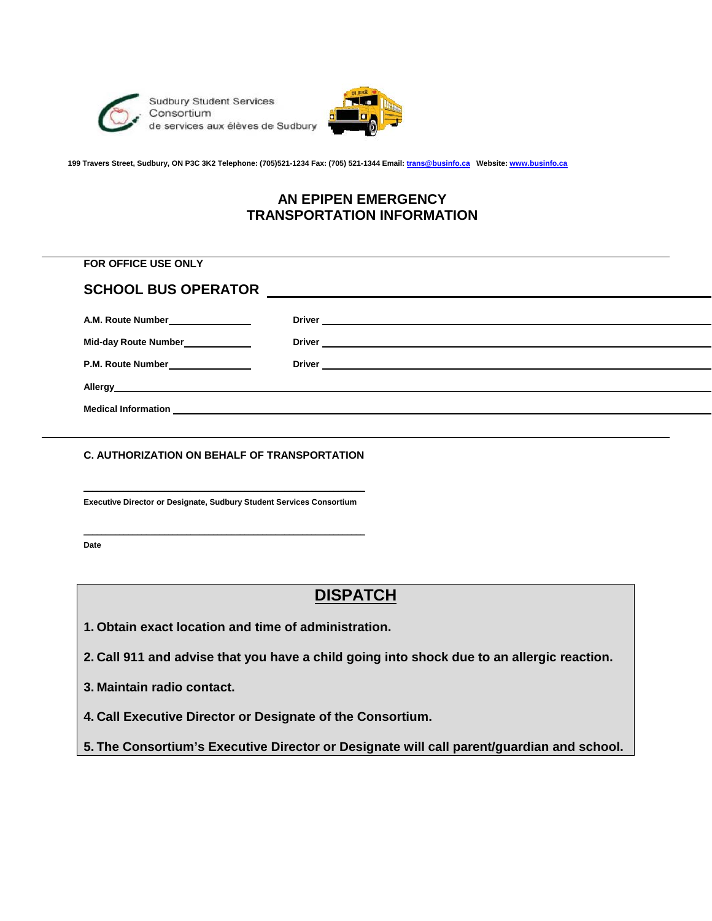Sudbury Student Services Consortium
de services aux élèves de Sudbury

199 Travers Street, Sudbury, ON P3C 3K2 Telephone: (705)521-1234 Fax: (705) 521-1344 Email: trans@businfo.ca Website: www.businfo.ca

# AN EPIPEN EMERGENCY TRANSPORTATION INFORMATION

**FOR OFFICE USE ONLY**

## SCHOOL BUS OPERATOR ______________________________

**A.M. Route Number**______________ **Driver** ______________________________

**Mid-day Route Number**____________ **Driver** ______________________________

**P.M. Route Number**______________ **Driver** ______________________________

**Allergy**______________________________

**Medical Information** ______________________________

**C. AUTHORIZATION ON BEHALF OF TRANSPORTATION**

______________________________

**Executive Director or Designate, Sudbury Student Services Consortium**

______________________________

**Date**

## DISPATCH

1. **Obtain exact location and time of administration.**
2. **Call 911 and advise that you have a child going into shock due to an allergic reaction.**
3. **Maintain radio contact.**
4. **Call Executive Director or Designate of the Consortium.**
5. **The Consortium's Executive Director or Designate will call parent/guardian and school.**